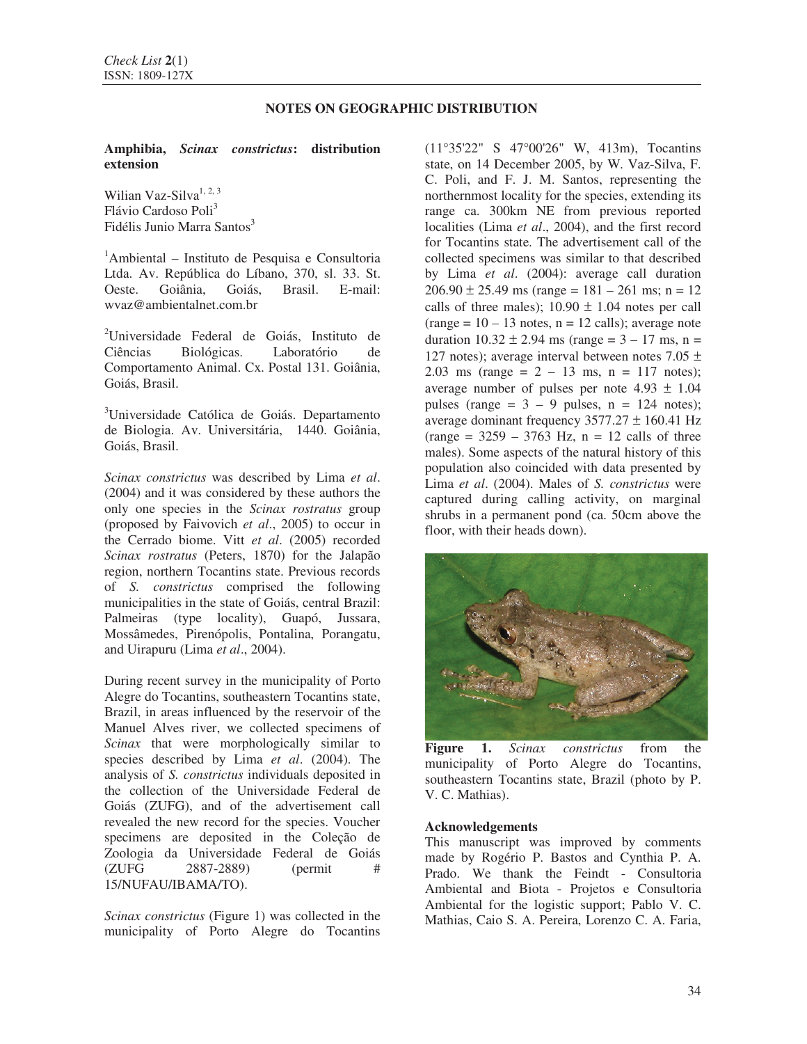## NOTES ON GEOGRAPHIC DISTRIBUTION

### Amphibia, *Scinax constrictus*: distribution extension

Wilian Vaz-Silva[1, 2, 3]
Flávio Cardoso Poli[3]
Fidélis Junio Marra Santos[3]

[1]Ambiental – Instituto de Pesquisa e Consultoria Ltda. Av. República do Líbano, 370, sl. 33. St. Oeste. Goiânia, Goiás, Brasil. E-mail: wvaz@ambientalnet.com.br

[2]Universidade Federal de Goiás, Instituto de Ciências Biológicas. Laboratório de Comportamento Animal. Cx. Postal 131. Goiânia, Goiás, Brasil.

[3]Universidade Católica de Goiás. Departamento de Biologia. Av. Universitária, 1440. Goiânia, Goiás, Brasil.

*Scinax constrictus* was described by Lima *et al*. (2004) and it was considered by these authors the only one species in the *Scinax rostratus* group (proposed by Faivovich *et al*., 2005) to occur in the Cerrado biome. Vitt *et al*. (2005) recorded *Scinax rostratus* (Peters, 1870) for the Jalapão region, northern Tocantins state. Previous records of *S. constrictus* comprised the following municipalities in the state of Goiás, central Brazil: Palmeiras (type locality), Guapó, Jussara, Mossâmedes, Pirenópolis, Pontalina, Porangatu, and Uirapuru (Lima *et al*., 2004).

During recent survey in the municipality of Porto Alegre do Tocantins, southeastern Tocantins state, Brazil, in areas influenced by the reservoir of the Manuel Alves river, we collected specimens of *Scinax* that were morphologically similar to species described by Lima *et al*. (2004). The analysis of *S. constrictus* individuals deposited in the collection of the Universidade Federal de Goiás (ZUFG), and of the advertisement call revealed the new record for the species. Voucher specimens are deposited in the Coleção de Zoologia da Universidade Federal de Goiás (ZUFG 2887-2889) (permit # 15/NUFAU/IBAMA/TO).

*Scinax constrictus* (Figure 1) was collected in the municipality of Porto Alegre do Tocantins (11°35'22" S 47°00'26" W, 413m), Tocantins state, on 14 December 2005, by W. Vaz-Silva, F. C. Poli, and F. J. M. Santos, representing the northernmost locality for the species, extending its range ca. 300km NE from previous reported localities (Lima *et al*., 2004), and the first record for Tocantins state. The advertisement call of the collected specimens was similar to that described by Lima *et al*. (2004): average call duration $206.90 \pm 25.49$ ms (range = 181 – 261 ms; n = 12 calls of three males); $10.90 \pm 1.04$ notes per call (range = 10 – 13 notes, n = 12 calls); average note duration $10.32 \pm 2.94$ ms (range = 3 – 17 ms, n = 127 notes); average interval between notes $7.05 \pm 2.03$ ms (range = 2 – 13 ms, n = 117 notes); average number of pulses per note $4.93 \pm 1.04$ pulses (range = 3 – 9 pulses, n = 124 notes); average dominant frequency $3577.27 \pm 160.41$ Hz (range = 3259 – 3763 Hz, n = 12 calls of three males). Some aspects of the natural history of this population also coincided with data presented by Lima *et al*. (2004). Males of *S. constrictus* were captured during calling activity, on marginal shrubs in a permanent pond (ca. 50cm above the floor, with their heads down).

**Figure 1.** *Scinax constrictus* from the municipality of Porto Alegre do Tocantins, southeastern Tocantins state, Brazil (photo by P. V. C. Mathias).

### Acknowledgements

This manuscript was improved by comments made by Rogério P. Bastos and Cynthia P. A. Prado. We thank the Feindt - Consultoria Ambiental and Biota - Projetos e Consultoria Ambiental for the logistic support; Pablo V. C. Mathias, Caio S. A. Pereira, Lorenzo C. A. Faria,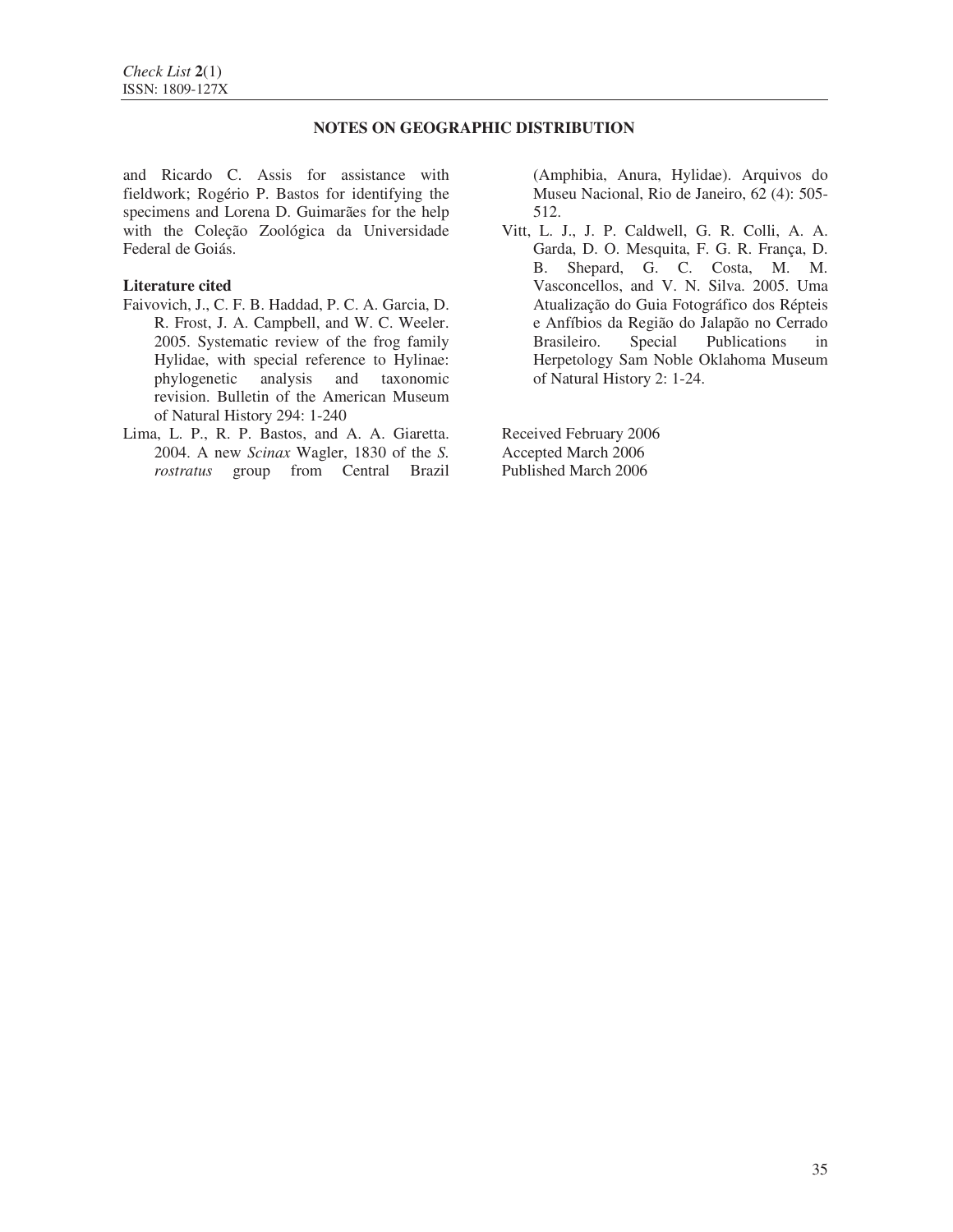and Ricardo C. Assis for assistance with fieldwork; Rogério P. Bastos for identifying the specimens and Lorena D. Guimarães for the help with the Coleção Zoológica da Universidade Federal de Goiás.

**Literature cited**

Faivovich, J., C. F. B. Haddad, P. C. A. Garcia, D. R. Frost, J. A. Campbell, and W. C. Weeler. 2005. Systematic review of the frog family Hylidae, with special reference to Hylinae: phylogenetic analysis and taxonomic revision. Bulletin of the American Museum of Natural History 294: 1-240

Lima, L. P., R. P. Bastos, and A. A. Giaretta. 2004. A new *Scinax* Wagler, 1830 of the *S. rostratus* group from Central Brazil (Amphibia, Anura, Hylidae). Arquivos do Museu Nacional, Rio de Janeiro, 62 (4): 505-512.

Vitt, L. J., J. P. Caldwell, G. R. Colli, A. A. Garda, D. O. Mesquita, F. G. R. França, D. B. Shepard, G. C. Costa, M. M. Vasconcellos, and V. N. Silva. 2005. Uma Atualização do Guia Fotográfico dos Répteis e Anfíbios da Região do Jalapão no Cerrado Brasileiro. Special Publications in Herpetology Sam Noble Oklahoma Museum of Natural History 2: 1-24.

Received February 2006
Accepted March 2006
Published March 2006